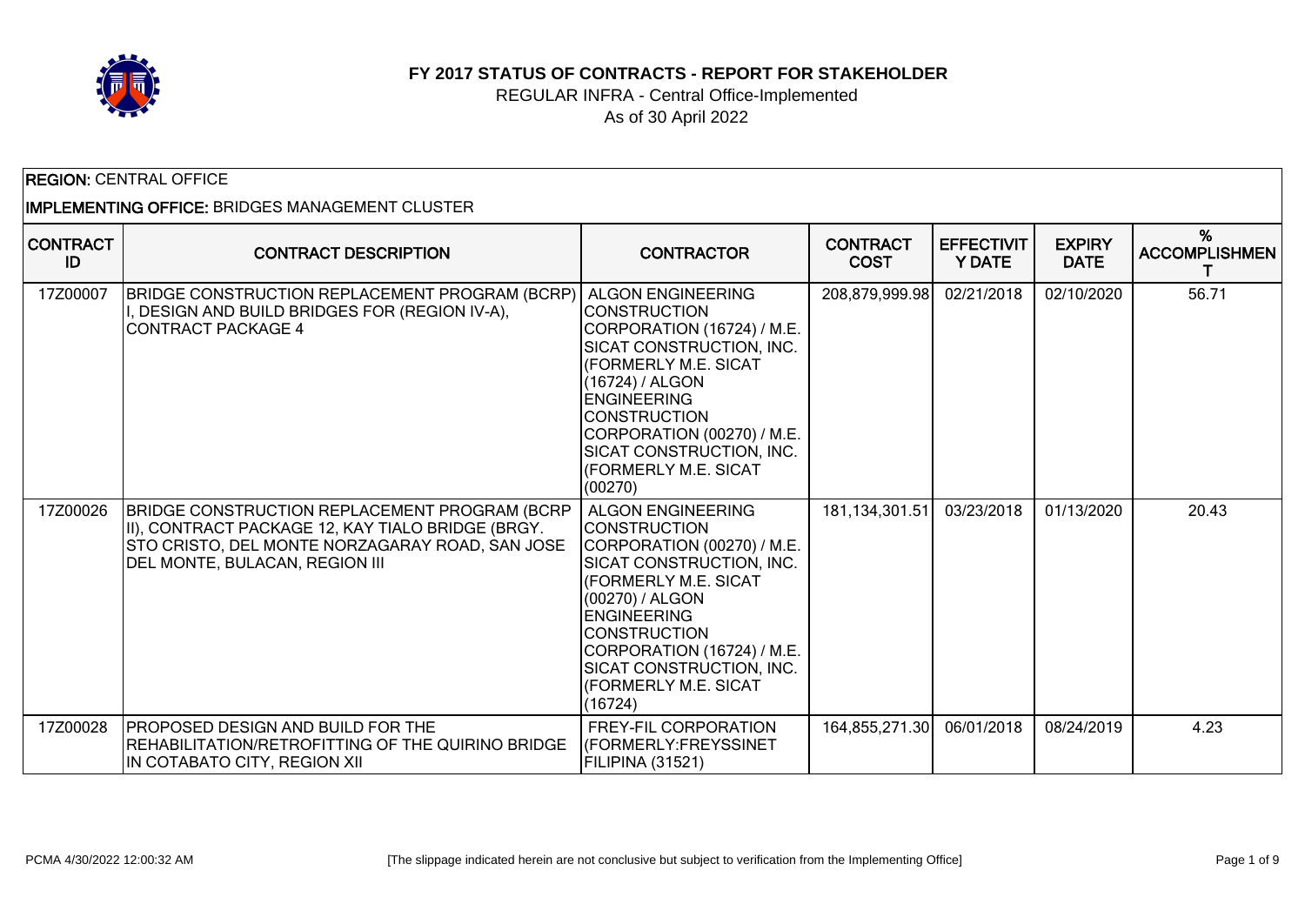# FY 2017 STATUS OF CONTRACTS - REPORT FOR STAKEHOLDER

REGULAR INFRA - Central Office-Implemented

As of 30 April 2022

**REGION:** CENTRAL OFFICE

**IMPLEMENTING OFFICE:** BRIDGES MANAGEMENT CLUSTER

| CONTRACT ID | CONTRACT DESCRIPTION | CONTRACTOR | CONTRACT COST | EFFECTIVITY DATE | EXPIRY DATE | % ACCOMPLISHMENT |
|---|---|---|---|---|---|---|
| 17Z00007 | BRIDGE CONSTRUCTION REPLACEMENT PROGRAM (BCRP) I, DESIGN AND BUILD BRIDGES FOR (REGION IV-A), CONTRACT PACKAGE 4 | ALGON ENGINEERING CONSTRUCTION CORPORATION (16724) / M.E. SICAT CONSTRUCTION, INC. (FORMERLY M.E. SICAT (16724) / ALGON ENGINEERING CONSTRUCTION CORPORATION (00270) / M.E. SICAT CONSTRUCTION, INC. (FORMERLY M.E. SICAT (00270) | 208,879,999.98 | 02/21/2018 | 02/10/2020 | 56.71 |
| 17Z00026 | BRIDGE CONSTRUCTION REPLACEMENT PROGRAM (BCRP II), CONTRACT PACKAGE 12, KAY TIALO BRIDGE (BRGY. STO CRISTO, DEL MONTE NORZAGARAY ROAD, SAN JOSE DEL MONTE, BULACAN, REGION III | ALGON ENGINEERING CONSTRUCTION CORPORATION (00270) / M.E. SICAT CONSTRUCTION, INC. (FORMERLY M.E. SICAT (00270) / ALGON ENGINEERING CONSTRUCTION CORPORATION (16724) / M.E. SICAT CONSTRUCTION, INC. (FORMERLY M.E. SICAT (16724) | 181,134,301.51 | 03/23/2018 | 01/13/2020 | 20.43 |
| 17Z00028 | PROPOSED DESIGN AND BUILD FOR THE REHABILITATION/RETROFITTING OF THE QUIRINO BRIDGE IN COTABATO CITY, REGION XII | FREY-FIL CORPORATION (FORMERLY:FREYSSINET FILIPINA (31521) | 164,855,271.30 | 06/01/2018 | 08/24/2019 | 4.23 |

[The slippage indicated herein are not conclusive but subject to verification from the Implementing Office]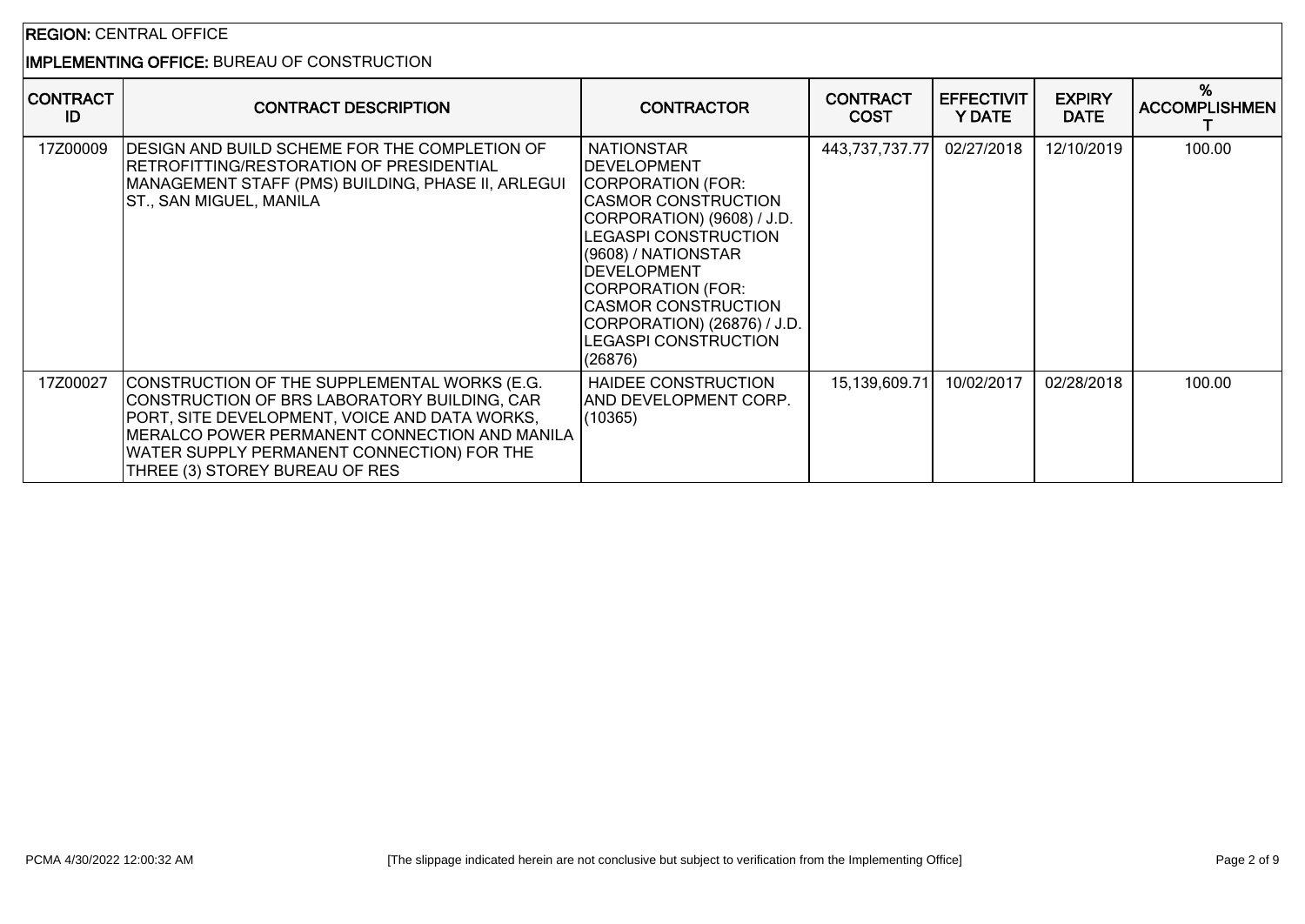**REGION:** CENTRAL OFFICE

**IMPLEMENTING OFFICE:** BUREAU OF CONSTRUCTION

| CONTRACT ID | CONTRACT DESCRIPTION | CONTRACTOR | CONTRACT COST | EFFECTIVITY DATE | EXPIRY DATE | % ACCOMPLISHMENT |
|---|---|---|---|---|---|---|
| 17Z00009 | DESIGN AND BUILD SCHEME FOR THE COMPLETION OF RETROFITTING/RESTORATION OF PRESIDENTIAL MANAGEMENT STAFF (PMS) BUILDING, PHASE II, ARLEGUI ST., SAN MIGUEL, MANILA | NATIONSTAR DEVELOPMENT CORPORATION (FOR: CASMOR CONSTRUCTION CORPORATION) (9608) / J.D. LEGASPI CONSTRUCTION (9608) / NATIONSTAR DEVELOPMENT CORPORATION (FOR: CASMOR CONSTRUCTION CORPORATION) (26876) / J.D. LEGASPI CONSTRUCTION (26876) | 443,737,737.77 | 02/27/2018 | 12/10/2019 | 100.00 |
| 17Z00027 | CONSTRUCTION OF THE SUPPLEMENTAL WORKS (E.G. CONSTRUCTION OF BRS LABORATORY BUILDING, CAR PORT, SITE DEVELOPMENT, VOICE AND DATA WORKS, MERALCO POWER PERMANENT CONNECTION AND MANILA WATER SUPPLY PERMANENT CONNECTION) FOR THE THREE (3) STOREY BUREAU OF RES | HAIDEE CONSTRUCTION AND DEVELOPMENT CORP. (10365) | 15,139,609.71 | 10/02/2017 | 02/28/2018 | 100.00 |

PCMA 4/30/2022 12:00:32 AM

[The slippage indicated herein are not conclusive but subject to verification from the Implementing Office]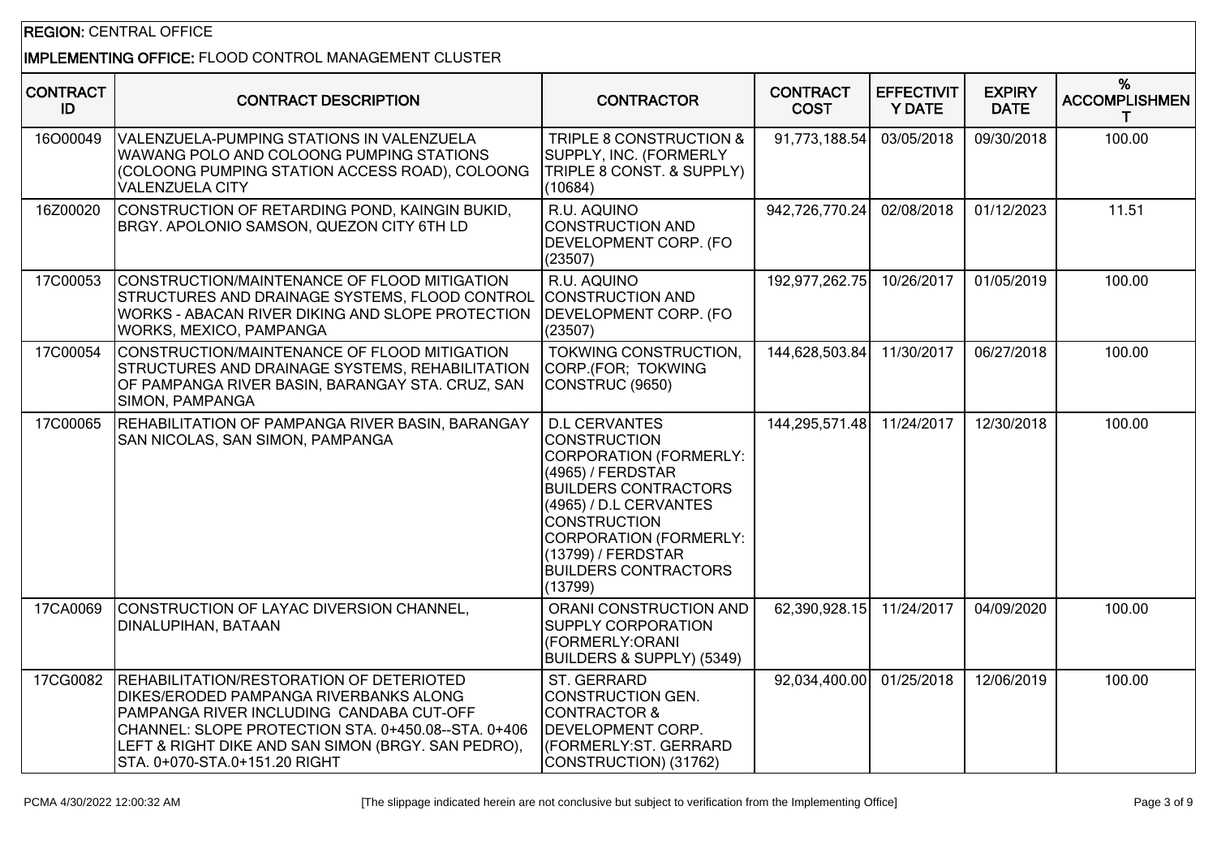**REGION:** CENTRAL OFFICE

**IMPLEMENTING OFFICE:** FLOOD CONTROL MANAGEMENT CLUSTER

| CONTRACT ID | CONTRACT DESCRIPTION | CONTRACTOR | CONTRACT COST | EFFECTIVITY DATE | EXPIRY DATE | % ACCOMPLISHMENT |
|---|---|---|---|---|---|---|
| 16O00049 | VALENZUELA-PUMPING STATIONS IN VALENZUELA WAWANG POLO AND COLOONG PUMPING STATIONS (COLOONG PUMPING STATION ACCESS ROAD), COLOONG VALENZUELA CITY | TRIPLE 8 CONSTRUCTION & SUPPLY, INC. (FORMERLY TRIPLE 8 CONST. & SUPPLY) (10684) | 91,773,188.54 | 03/05/2018 | 09/30/2018 | 100.00 |
| 16Z00020 | CONSTRUCTION OF RETARDING POND, KAINGIN BUKID, BRGY. APOLONIO SAMSON, QUEZON CITY 6TH LD | R.U. AQUINO CONSTRUCTION AND DEVELOPMENT CORP. (FO (23507) | 942,726,770.24 | 02/08/2018 | 01/12/2023 | 11.51 |
| 17C00053 | CONSTRUCTION/MAINTENANCE OF FLOOD MITIGATION STRUCTURES AND DRAINAGE SYSTEMS, FLOOD CONTROL WORKS - ABACAN RIVER DIKING AND SLOPE PROTECTION WORKS, MEXICO, PAMPANGA | R.U. AQUINO CONSTRUCTION AND DEVELOPMENT CORP. (FO (23507) | 192,977,262.75 | 10/26/2017 | 01/05/2019 | 100.00 |
| 17C00054 | CONSTRUCTION/MAINTENANCE OF FLOOD MITIGATION STRUCTURES AND DRAINAGE SYSTEMS, REHABILITATION OF PAMPANGA RIVER BASIN, BARANGAY STA. CRUZ, SAN SIMON, PAMPANGA | TOKWING CONSTRUCTION, CORP.(FOR; TOKWING CONSTRUC (9650) | 144,628,503.84 | 11/30/2017 | 06/27/2018 | 100.00 |
| 17C00065 | REHABILITATION OF PAMPANGA RIVER BASIN, BARANGAY SAN NICOLAS, SAN SIMON, PAMPANGA | D.L CERVANTES CONSTRUCTION CORPORATION (FORMERLY: (4965) / FERDSTAR BUILDERS CONTRACTORS (4965) / D.L CERVANTES CONSTRUCTION CORPORATION (FORMERLY: (13799) / FERDSTAR BUILDERS CONTRACTORS (13799) | 144,295,571.48 | 11/24/2017 | 12/30/2018 | 100.00 |
| 17CA0069 | CONSTRUCTION OF LAYAC DIVERSION CHANNEL, DINALUPIHAN, BATAAN | ORANI CONSTRUCTION AND SUPPLY CORPORATION (FORMERLY:ORANI BUILDERS & SUPPLY) (5349) | 62,390,928.15 | 11/24/2017 | 04/09/2020 | 100.00 |
| 17CG0082 | REHABILITATION/RESTORATION OF DETERIOTED DIKES/ERODED PAMPANGA RIVERBANKS ALONG PAMPANGA RIVER INCLUDING CANDABA CUT-OFF CHANNEL: SLOPE PROTECTION STA. 0+450.08--STA. 0+406 LEFT & RIGHT DIKE AND SAN SIMON (BRGY. SAN PEDRO), STA. 0+070-STA.0+151.20 RIGHT | ST. GERRARD CONSTRUCTION GEN. CONTRACTOR & DEVELOPMENT CORP. (FORMERLY:ST. GERRARD CONSTRUCTION) (31762) | 92,034,400.00 | 01/25/2018 | 12/06/2019 | 100.00 |

PCMA 4/30/2022 12:00:32 AM [The slippage indicated herein are not conclusive but subject to verification from the Implementing Office]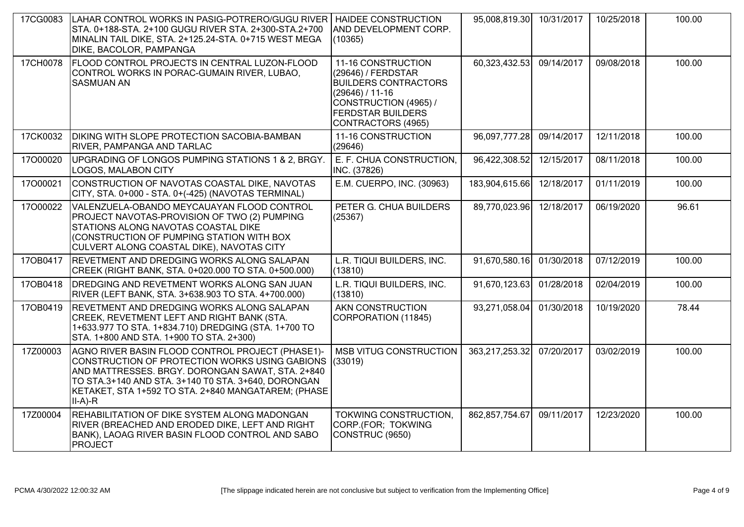| | | | | | | |
|---|---|---|---|---|---|---|
| 17CG0083 | LAHAR CONTROL WORKS IN PASIG-POTRERO/GUGU RIVER STA. 0+188-STA. 2+100 GUGU RIVER STA. 2+300-STA.2+700 MINALIN TAIL DIKE, STA. 2+125.24-STA. 0+715 WEST MEGA DIKE, BACOLOR, PAMPANGA | HAIDEE CONSTRUCTION AND DEVELOPMENT CORP. (10365) | 95,008,819.30 | 10/31/2017 | 10/25/2018 | 100.00 |
| 17CH0078 | FLOOD CONTROL PROJECTS IN CENTRAL LUZON-FLOOD CONTROL WORKS IN PORAC-GUMAIN RIVER, LUBAO, SASMUAN AN | 11-16 CONSTRUCTION (29646) / FERDSTAR BUILDERS CONTRACTORS (29646) / 11-16 CONSTRUCTION (4965) / FERDSTAR BUILDERS CONTRACTORS (4965) | 60,323,432.53 | 09/14/2017 | 09/08/2018 | 100.00 |
| 17CK0032 | DIKING WITH SLOPE PROTECTION SACOBIA-BAMBAN RIVER, PAMPANGA AND TARLAC | 11-16 CONSTRUCTION (29646) | 96,097,777.28 | 09/14/2017 | 12/11/2018 | 100.00 |
| 17O00020 | UPGRADING OF LONGOS PUMPING STATIONS 1 & 2, BRGY. LOGOS, MALABON CITY | E. F. CHUA CONSTRUCTION, INC. (37826) | 96,422,308.52 | 12/15/2017 | 08/11/2018 | 100.00 |
| 17O00021 | CONSTRUCTION OF NAVOTAS COASTAL DIKE, NAVOTAS CITY, STA. 0+000 - STA. 0+(-425) (NAVOTAS TERMINAL) | E.M. CUERPO, INC. (30963) | 183,904,615.66 | 12/18/2017 | 01/11/2019 | 100.00 |
| 17O00022 | VALENZUELA-OBANDO MEYCAUAYAN FLOOD CONTROL PROJECT NAVOTAS-PROVISION OF TWO (2) PUMPING STATIONS ALONG NAVOTAS COASTAL DIKE (CONSTRUCTION OF PUMPING STATION WITH BOX CULVERT ALONG COASTAL DIKE), NAVOTAS CITY | PETER G. CHUA BUILDERS (25367) | 89,770,023.96 | 12/18/2017 | 06/19/2020 | 96.61 |
| 17OB0417 | REVETMENT AND DREDGING WORKS ALONG SALAPAN CREEK (RIGHT BANK, STA. 0+020.000 TO STA. 0+500.000) | L.R. TIQUI BUILDERS, INC. (13810) | 91,670,580.16 | 01/30/2018 | 07/12/2019 | 100.00 |
| 17OB0418 | DREDGING AND REVETMENT WORKS ALONG SAN JUAN RIVER (LEFT BANK, STA. 3+638.903 TO STA. 4+700.000) | L.R. TIQUI BUILDERS, INC. (13810) | 91,670,123.63 | 01/28/2018 | 02/04/2019 | 100.00 |
| 17OB0419 | REVETMENT AND DREDGING WORKS ALONG SALAPAN CREEK, REVETMENT LEFT AND RIGHT BANK (STA. 1+633.977 TO STA. 1+834.710) DREDGING (STA. 1+700 TO STA. 1+800 AND STA. 1+900 TO STA. 2+300) | AKN CONSTRUCTION CORPORATION (11845) | 93,271,058.04 | 01/30/2018 | 10/19/2020 | 78.44 |
| 17Z00003 | AGNO RIVER BASIN FLOOD CONTROL PROJECT (PHASE1)-CONSTRUCTION OF PROTECTION WORKS USING GABIONS AND MATTRESSES. BRGY. DORONGAN SAWAT, STA. 2+840 TO STA.3+140 AND STA. 3+140 T0 STA. 3+640, DORONGAN KETAKET, STA 1+592 TO STA. 2+840 MANGATAREM; (PHASE II-A)-R | MSB VITUG CONSTRUCTION (33019) | 363,217,253.32 | 07/20/2017 | 03/02/2019 | 100.00 |
| 17Z00004 | REHABILITATION OF DIKE SYSTEM ALONG MADONGAN RIVER (BREACHED AND ERODED DIKE, LEFT AND RIGHT BANK), LAOAG RIVER BASIN FLOOD CONTROL AND SABO PROJECT | TOKWING CONSTRUCTION, CORP.(FOR; TOKWING CONSTRUC (9650) | 862,857,754.67 | 09/11/2017 | 12/23/2020 | 100.00 |

PCMA 4/30/2022 12:00:32 AM [The slippage indicated herein are not conclusive but subject to verification from the Implementing Office]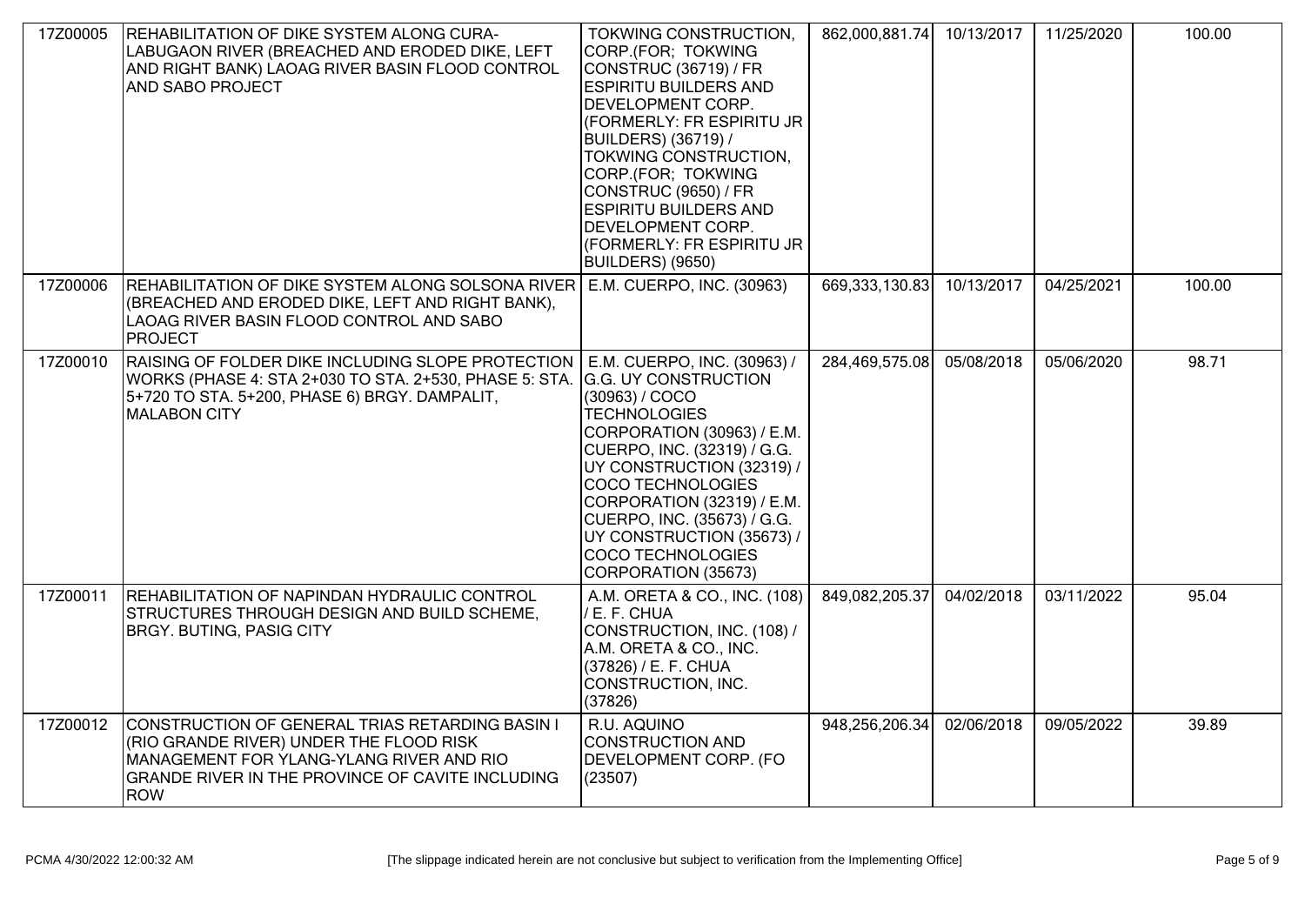| | | | | | | |
|---|---|---|---|---|---|---|
| 17Z00005 | REHABILITATION OF DIKE SYSTEM ALONG CURA-LABUGAON RIVER (BREACHED AND ERODED DIKE, LEFT AND RIGHT BANK) LAOAG RIVER BASIN FLOOD CONTROL AND SABO PROJECT | TOKWING CONSTRUCTION, CORP.(FOR; TOKWING CONSTRUC (36719) / FR ESPIRITU BUILDERS AND DEVELOPMENT CORP. (FORMERLY: FR ESPIRITU JR BUILDERS) (36719) / TOKWING CONSTRUCTION, CORP.(FOR; TOKWING CONSTRUC (9650) / FR ESPIRITU BUILDERS AND DEVELOPMENT CORP. (FORMERLY: FR ESPIRITU JR BUILDERS) (9650) | 862,000,881.74 | 10/13/2017 | 11/25/2020 | 100.00 |
| 17Z00006 | REHABILITATION OF DIKE SYSTEM ALONG SOLSONA RIVER (BREACHED AND ERODED DIKE, LEFT AND RIGHT BANK), LAOAG RIVER BASIN FLOOD CONTROL AND SABO PROJECT | E.M. CUERPO, INC. (30963) | 669,333,130.83 | 10/13/2017 | 04/25/2021 | 100.00 |
| 17Z00010 | RAISING OF FOLDER DIKE INCLUDING SLOPE PROTECTION WORKS (PHASE 4: STA 2+030 TO STA. 2+530, PHASE 5: STA. 5+720 TO STA. 5+200, PHASE 6) BRGY. DAMPALIT, MALABON CITY | E.M. CUERPO, INC. (30963) / G.G. UY CONSTRUCTION (30963) / COCO TECHNOLOGIES CORPORATION (30963) / E.M. CUERPO, INC. (32319) / G.G. UY CONSTRUCTION (32319) / COCO TECHNOLOGIES CORPORATION (32319) / E.M. CUERPO, INC. (35673) / G.G. UY CONSTRUCTION (35673) / COCO TECHNOLOGIES CORPORATION (35673) | 284,469,575.08 | 05/08/2018 | 05/06/2020 | 98.71 |
| 17Z00011 | REHABILITATION OF NAPINDAN HYDRAULIC CONTROL STRUCTURES THROUGH DESIGN AND BUILD SCHEME, BRGY. BUTING, PASIG CITY | A.M. ORETA & CO., INC. (108) / E. F. CHUA CONSTRUCTION, INC. (108) / A.M. ORETA & CO., INC. (37826) / E. F. CHUA CONSTRUCTION, INC. (37826) | 849,082,205.37 | 04/02/2018 | 03/11/2022 | 95.04 |
| 17Z00012 | CONSTRUCTION OF GENERAL TRIAS RETARDING BASIN I (RIO GRANDE RIVER) UNDER THE FLOOD RISK MANAGEMENT FOR YLANG-YLANG RIVER AND RIO GRANDE RIVER IN THE PROVINCE OF CAVITE INCLUDING ROW | R.U. AQUINO CONSTRUCTION AND DEVELOPMENT CORP. (FO (23507) | 948,256,206.34 | 02/06/2018 | 09/05/2022 | 39.89 |

PCMA 4/30/2022 12:00:32 AM [The slippage indicated herein are not conclusive but subject to verification from the Implementing Office]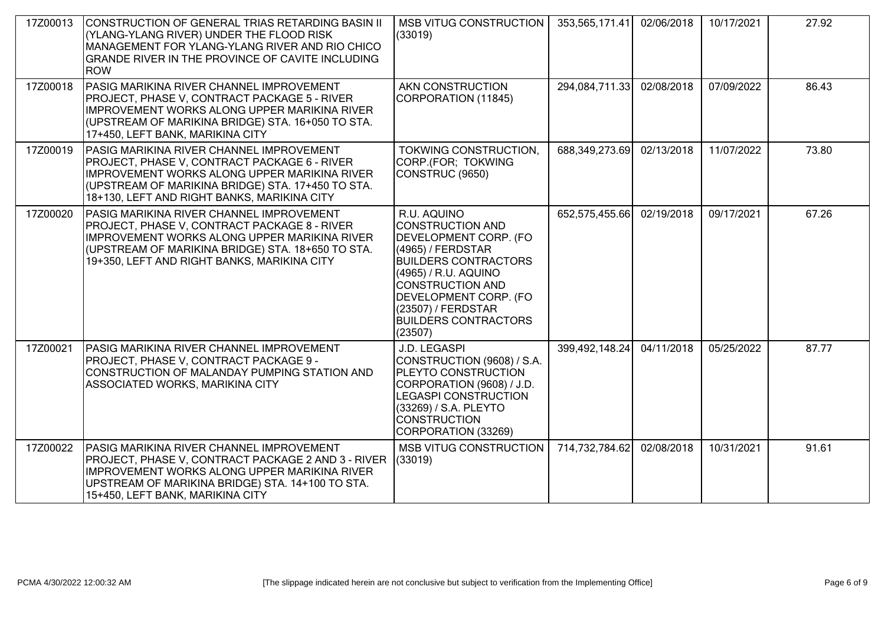| | | | | | | |
|---|---|---|---|---|---|---|
| 17Z00013 | CONSTRUCTION OF GENERAL TRIAS RETARDING BASIN II (YLANG-YLANG RIVER) UNDER THE FLOOD RISK MANAGEMENT FOR YLANG-YLANG RIVER AND RIO CHICO GRANDE RIVER IN THE PROVINCE OF CAVITE INCLUDING ROW | MSB VITUG CONSTRUCTION (33019) | 353,565,171.41 | 02/06/2018 | 10/17/2021 | 27.92 |
| 17Z00018 | PASIG MARIKINA RIVER CHANNEL IMPROVEMENT PROJECT, PHASE V, CONTRACT PACKAGE 5 - RIVER IMPROVEMENT WORKS ALONG UPPER MARIKINA RIVER (UPSTREAM OF MARIKINA BRIDGE) STA. 16+050 TO STA. 17+450, LEFT BANK, MARIKINA CITY | AKN CONSTRUCTION CORPORATION (11845) | 294,084,711.33 | 02/08/2018 | 07/09/2022 | 86.43 |
| 17Z00019 | PASIG MARIKINA RIVER CHANNEL IMPROVEMENT PROJECT, PHASE V, CONTRACT PACKAGE 6 - RIVER IMPROVEMENT WORKS ALONG UPPER MARIKINA RIVER (UPSTREAM OF MARIKINA BRIDGE) STA. 17+450 TO STA. 18+130, LEFT AND RIGHT BANKS, MARIKINA CITY | TOKWING CONSTRUCTION, CORP.(FOR; TOKWING CONSTRUC (9650) | 688,349,273.69 | 02/13/2018 | 11/07/2022 | 73.80 |
| 17Z00020 | PASIG MARIKINA RIVER CHANNEL IMPROVEMENT PROJECT, PHASE V, CONTRACT PACKAGE 8 - RIVER IMPROVEMENT WORKS ALONG UPPER MARIKINA RIVER (UPSTREAM OF MARIKINA BRIDGE) STA. 18+650 TO STA. 19+350, LEFT AND RIGHT BANKS, MARIKINA CITY | R.U. AQUINO CONSTRUCTION AND DEVELOPMENT CORP. (FO (4965) / FERDSTAR BUILDERS CONTRACTORS (4965) / R.U. AQUINO CONSTRUCTION AND DEVELOPMENT CORP. (FO (23507) / FERDSTAR BUILDERS CONTRACTORS (23507) | 652,575,455.66 | 02/19/2018 | 09/17/2021 | 67.26 |
| 17Z00021 | PASIG MARIKINA RIVER CHANNEL IMPROVEMENT PROJECT, PHASE V, CONTRACT PACKAGE 9 - CONSTRUCTION OF MALANDAY PUMPING STATION AND ASSOCIATED WORKS, MARIKINA CITY | J.D. LEGASPI CONSTRUCTION (9608) / S.A. PLEYTO CONSTRUCTION CORPORATION (9608) / J.D. LEGASPI CONSTRUCTION (33269) / S.A. PLEYTO CONSTRUCTION CORPORATION (33269) | 399,492,148.24 | 04/11/2018 | 05/25/2022 | 87.77 |
| 17Z00022 | PASIG MARIKINA RIVER CHANNEL IMPROVEMENT PROJECT, PHASE V, CONTRACT PACKAGE 2 AND 3 - RIVER IMPROVEMENT WORKS ALONG UPPER MARIKINA RIVER UPSTREAM OF MARIKINA BRIDGE) STA. 14+100 TO STA. 15+450, LEFT BANK, MARIKINA CITY | MSB VITUG CONSTRUCTION (33019) | 714,732,784.62 | 02/08/2018 | 10/31/2021 | 91.61 |

PCMA 4/30/2022 12:00:32 AM [The slippage indicated herein are not conclusive but subject to verification from the Implementing Office]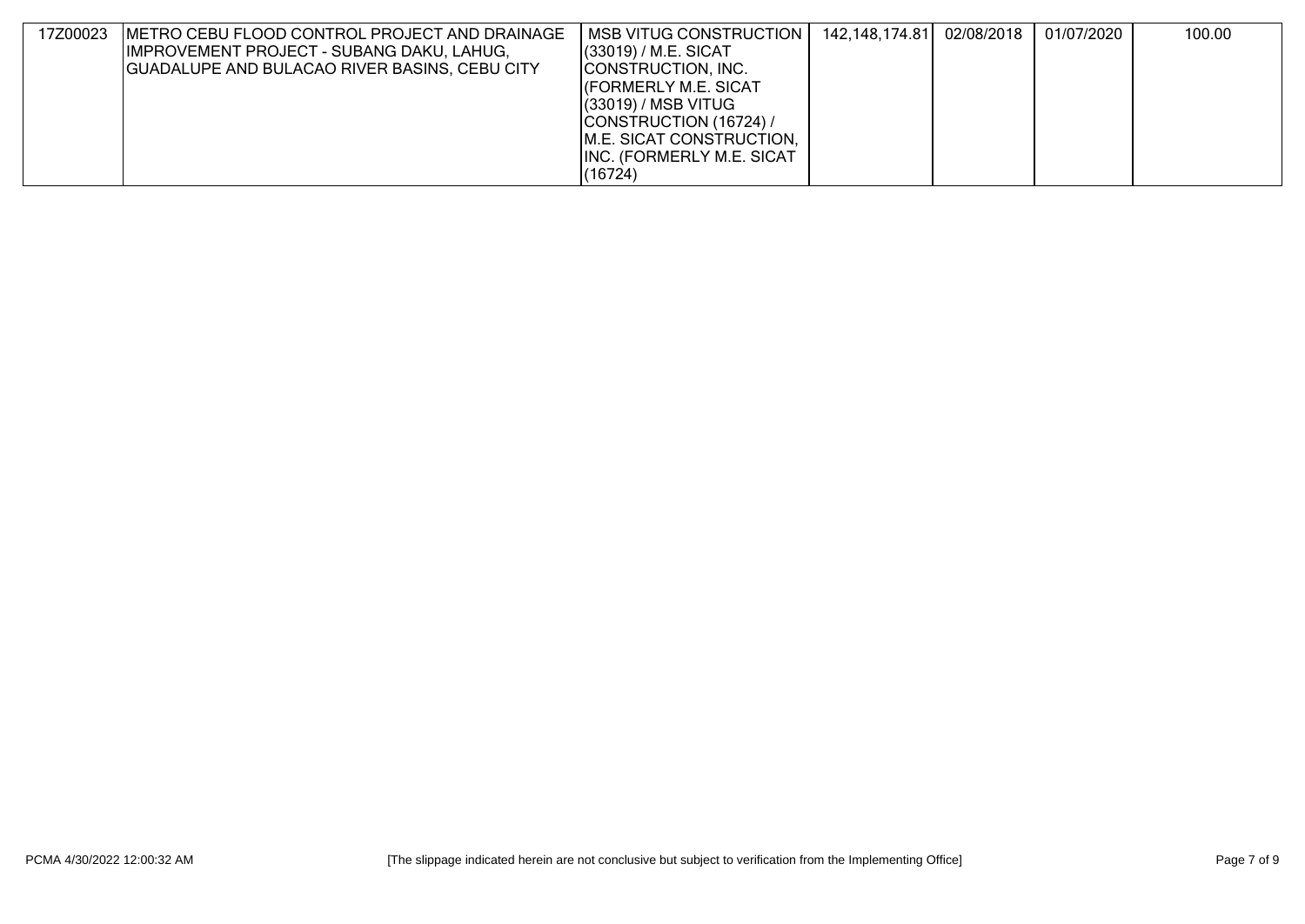| | | | | | | |
|---|---|---|---|---|---|---|
| 17Z00023 | METRO CEBU FLOOD CONTROL PROJECT AND DRAINAGE IMPROVEMENT PROJECT - SUBANG DAKU, LAHUG, GUADALUPE AND BULACAO RIVER BASINS, CEBU CITY | MSB VITUG CONSTRUCTION (33019) / M.E. SICAT CONSTRUCTION, INC. (FORMERLY M.E. SICAT (33019) / MSB VITUG CONSTRUCTION (16724) / M.E. SICAT CONSTRUCTION, INC. (FORMERLY M.E. SICAT (16724) | 142,148,174.81 | 02/08/2018 | 01/07/2020 | 100.00 |

PCMA 4/30/2022 12:00:32 AM

[The slippage indicated herein are not conclusive but subject to verification from the Implementing Office]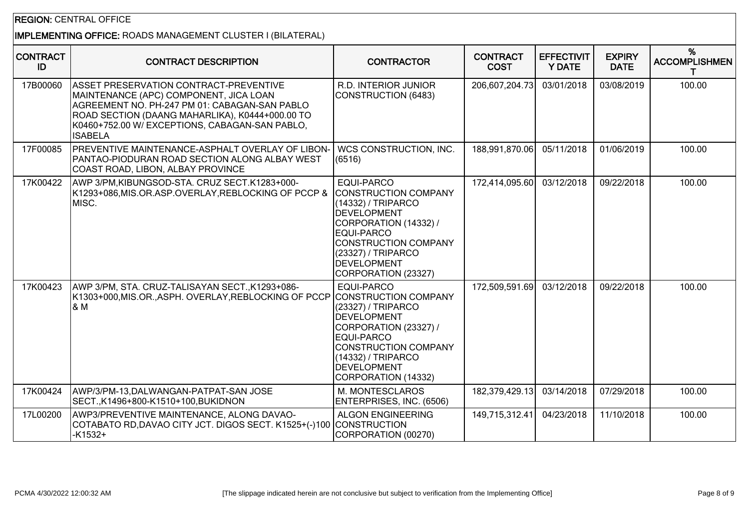**REGION:** CENTRAL OFFICE

**IMPLEMENTING OFFICE:** ROADS MANAGEMENT CLUSTER I (BILATERAL)

| CONTRACT ID | CONTRACT DESCRIPTION | CONTRACTOR | CONTRACT COST | EFFECTIVITY DATE | EXPIRY DATE | % ACCOMPLISHMENT |
|---|---|---|---|---|---|---|
| 17B00060 | ASSET PRESERVATION CONTRACT-PREVENTIVE MAINTENANCE (APC) COMPONENT, JICA LOAN AGREEMENT NO. PH-247 PM 01: CABAGAN-SAN PABLO ROAD SECTION (DAANG MAHARLIKA), K0444+000.00 TO K0460+752.00 W/ EXCEPTIONS, CABAGAN-SAN PABLO, ISABELA | R.D. INTERIOR JUNIOR CONSTRUCTION (6483) | 206,607,204.73 | 03/01/2018 | 03/08/2019 | 100.00 |
| 17F00085 | PREVENTIVE MAINTENANCE-ASPHALT OVERLAY OF LIBON-PANTAO-PIODURAN ROAD SECTION ALONG ALBAY WEST COAST ROAD, LIBON, ALBAY PROVINCE | WCS CONSTRUCTION, INC. (6516) | 188,991,870.06 | 05/11/2018 | 01/06/2019 | 100.00 |
| 17K00422 | AWP 3/PM,KIBUNGSOD-STA. CRUZ SECT.K1283+000-K1293+086,MIS.OR.ASP.OVERLAY,REBLOCKING OF PCCP & MISC. | EQUI-PARCO CONSTRUCTION COMPANY (14332) / TRIPARCO DEVELOPMENT CORPORATION (14332) / EQUI-PARCO CONSTRUCTION COMPANY (23327) / TRIPARCO DEVELOPMENT CORPORATION (23327) | 172,414,095.60 | 03/12/2018 | 09/22/2018 | 100.00 |
| 17K00423 | AWP 3/PM, STA. CRUZ-TALISAYAN SECT.,K1293+086-K1303+000,MIS.OR.,ASPH. OVERLAY,REBLOCKING OF PCCP & M | EQUI-PARCO CONSTRUCTION COMPANY (23327) / TRIPARCO DEVELOPMENT CORPORATION (23327) / EQUI-PARCO CONSTRUCTION COMPANY (14332) / TRIPARCO DEVELOPMENT CORPORATION (14332) | 172,509,591.69 | 03/12/2018 | 09/22/2018 | 100.00 |
| 17K00424 | AWP/3/PM-13,DALWANGAN-PATPAT-SAN JOSE SECT.,K1496+800-K1510+100,BUKIDNON | M. MONTESCLAROS ENTERPRISES, INC. (6506) | 182,379,429.13 | 03/14/2018 | 07/29/2018 | 100.00 |
| 17L00200 | AWP3/PREVENTIVE MAINTENANCE, ALONG DAVAO-COTABATO RD,DAVAO CITY JCT. DIGOS SECT. K1525+(-)100 -K1532+ | ALGON ENGINEERING CONSTRUCTION CORPORATION (00270) | 149,715,312.41 | 04/23/2018 | 11/10/2018 | 100.00 |

PCMA 4/30/2022 12:00:32 AM

[The slippage indicated herein are not conclusive but subject to verification from the Implementing Office]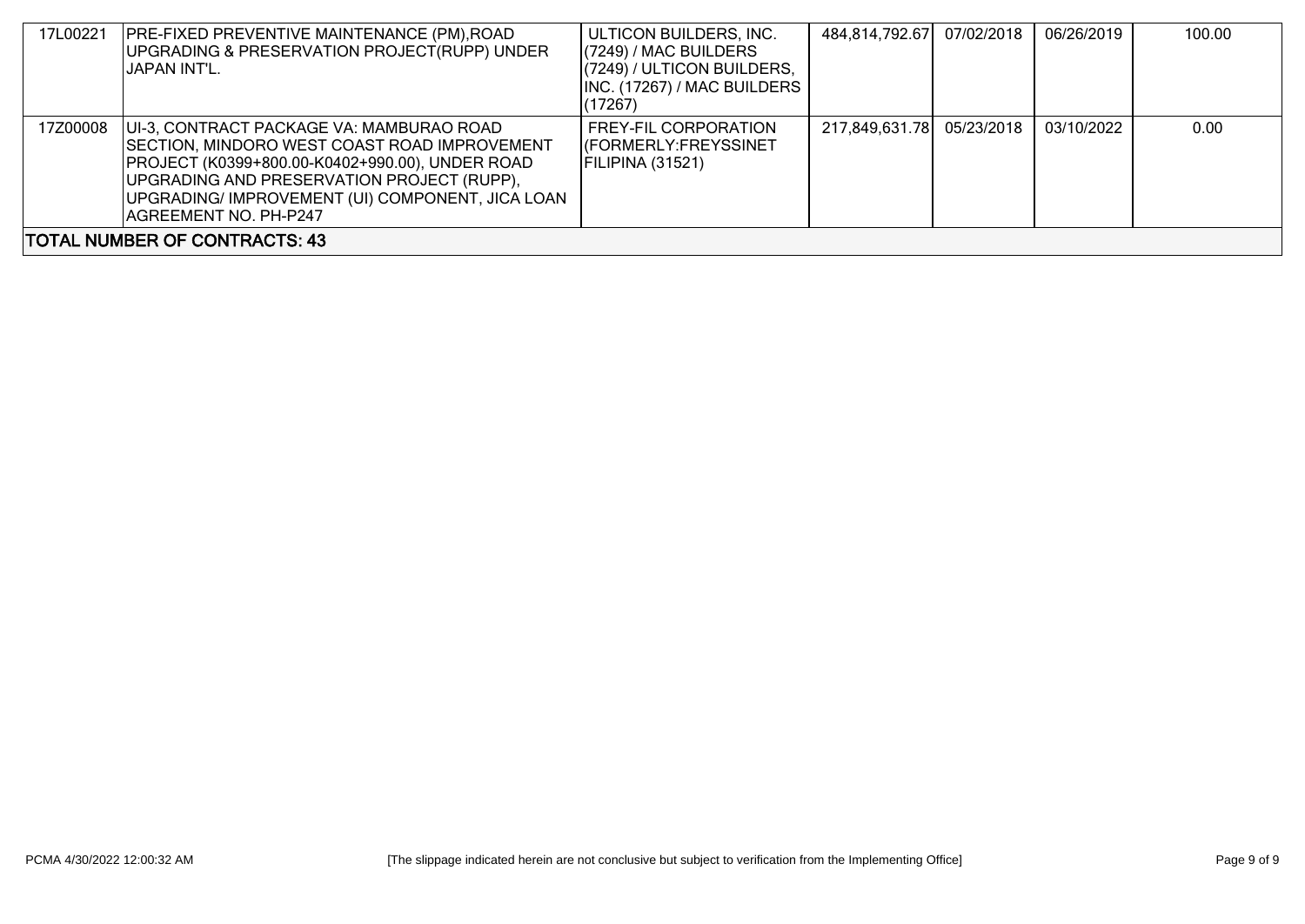| | | | | | | |
|---|---|---|---|---|---|---|
| 17L00221 | PRE-FIXED PREVENTIVE MAINTENANCE (PM),ROAD UPGRADING & PRESERVATION PROJECT(RUPP) UNDER JAPAN INT'L. | ULTICON BUILDERS, INC. (7249) / MAC BUILDERS (7249) / ULTICON BUILDERS, INC. (17267) / MAC BUILDERS (17267) | 484,814,792.67 | 07/02/2018 | 06/26/2019 | 100.00 |
| 17Z00008 | UI-3, CONTRACT PACKAGE VA: MAMBURAO ROAD SECTION, MINDORO WEST COAST ROAD IMPROVEMENT PROJECT (K0399+800.00-K0402+990.00), UNDER ROAD UPGRADING AND PRESERVATION PROJECT (RUPP), UPGRADING/ IMPROVEMENT (UI) COMPONENT, JICA LOAN AGREEMENT NO. PH-P247 | FREY-FIL CORPORATION (FORMERLY:FREYSSINET FILIPINA (31521) | 217,849,631.78 | 05/23/2018 | 03/10/2022 | 0.00 |
| TOTAL NUMBER OF CONTRACTS: 43 | | | | | | |

PCMA 4/30/2022 12:00:32 AM

[The slippage indicated herein are not conclusive but subject to verification from the Implementing Office]